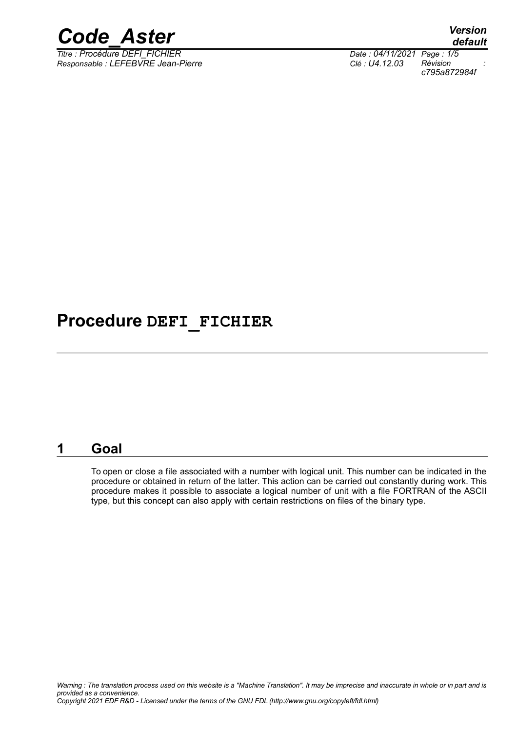# Procedure DEFI_FICHIER

## 1 Goal

To open or close a file associated with a number with logical unit. This number can be indicated in the procedure or obtained in return of the latter. This action can be carried out constantly during work. This procedure makes it possible to associate a logical number of unit with a file FORTRAN of the ASCII type, but this concept can also apply with certain restrictions on files of the binary type.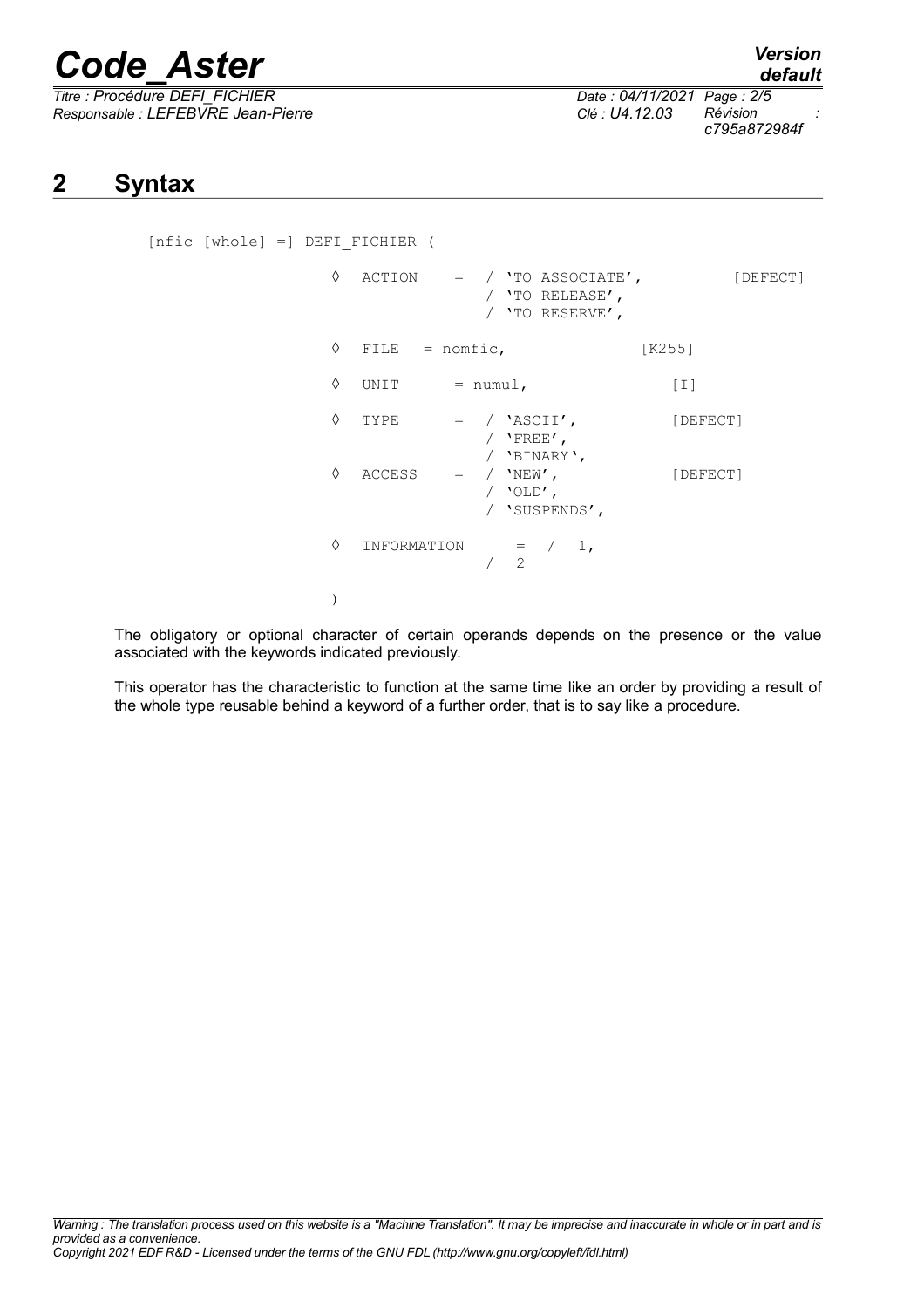# 2 Syntax

```
[nfic [whole] =] DEFI_FICHIER (

        ◊  ACTION    =  / 'TO ASSOCIATE',          [DEFECT]
                        / 'TO RELEASE',
                        / 'TO RESERVE',

        ◊  FILE   = nomfic,                 [K255]

        ◊  UNIT      = numul,                  [I]

        ◊  TYPE      =  / 'ASCII',           [DEFECT]
                        / 'FREE',
                        / 'BINARY',
        ◊  ACCESS    =  / 'NEW',             [DEFECT]
                        / 'OLD',
                        / 'SUSPENDS',

        ◊  INFORMATION     =  /  1,
                        /  2

        )
```

The obligatory or optional character of certain operands depends on the presence or the value associated with the keywords indicated previously.

This operator has the characteristic to function at the same time like an order by providing a result of the whole type reusable behind a keyword of a further order, that is to say like a procedure.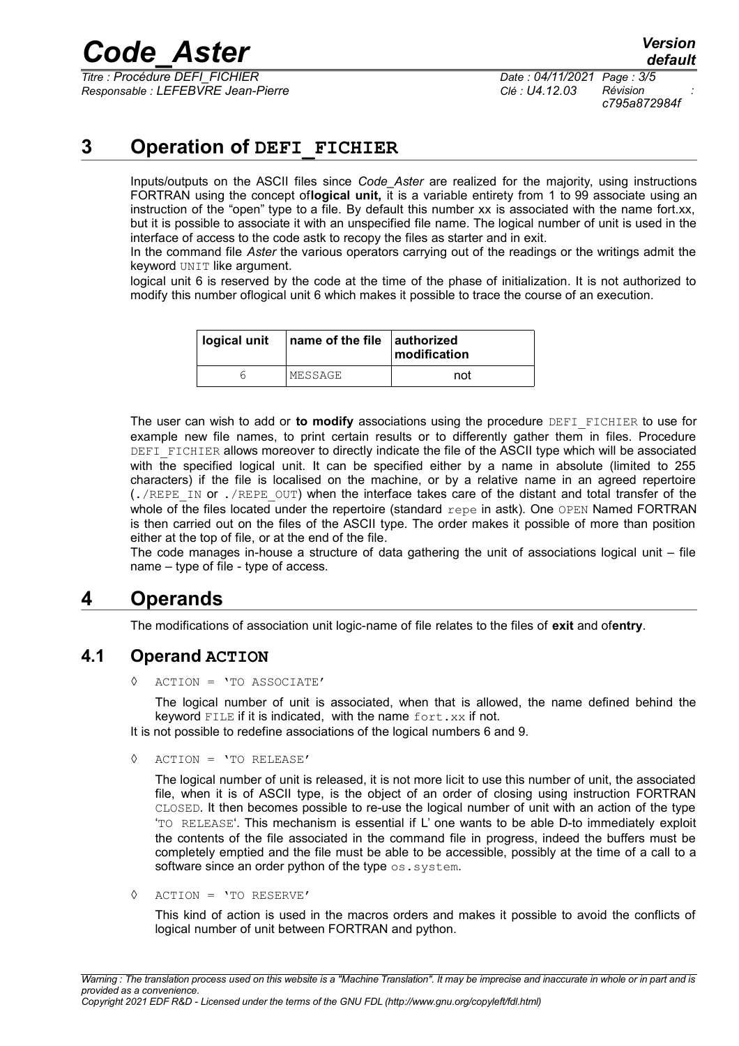# 3 Operation of DEFI_FICHIER

Inputs/outputs on the ASCII files since *Code_Aster* are realized for the majority, using instructions FORTRAN using the concept of**logical unit,** it is a variable entirety from 1 to 99 associate using an instruction of the "open" type to a file. By default this number xx is associated with the name fort.xx, but it is possible to associate it with an unspecified file name. The logical number of unit is used in the interface of access to the code astk to recopy the files as starter and in exit.

In the command file *Aster* the various operators carrying out of the readings or the writings admit the keyword UNIT like argument.

logical unit 6 is reserved by the code at the time of the phase of initialization. It is not authorized to modify this number oflogical unit 6 which makes it possible to trace the course of an execution.

| logical unit | name of the file | authorized modification |
|---|---|---|
| 6 | MESSAGE | not |

The user can wish to add or **to modify** associations using the procedure DEFI_FICHIER to use for example new file names, to print certain results or to differently gather them in files. Procedure DEFI_FICHIER allows moreover to directly indicate the file of the ASCII type which will be associated with the specified logical unit. It can be specified either by a name in absolute (limited to 255 characters) if the file is localised on the machine, or by a relative name in an agreed repertoire (./REPE_IN or ./REPE_OUT) when the interface takes care of the distant and total transfer of the whole of the files located under the repertoire (standard repe in astk). One OPEN Named FORTRAN is then carried out on the files of the ASCII type. The order makes it possible of more than position either at the top of file, or at the end of the file.

The code manages in-house a structure of data gathering the unit of associations logical unit – file name – type of file - type of access.

# 4 Operands

The modifications of association unit logic-name of file relates to the files of **exit** and of**entry**.

## 4.1 Operand ACTION

◊ ACTION = 'TO ASSOCIATE'

The logical number of unit is associated, when that is allowed, the name defined behind the keyword FILE if it is indicated, with the name fort.xx if not.

It is not possible to redefine associations of the logical numbers 6 and 9.

◊ ACTION = 'TO RELEASE'

The logical number of unit is released, it is not more licit to use this number of unit, the associated file, when it is of ASCII type, is the object of an order of closing using instruction FORTRAN CLOSED. It then becomes possible to re-use the logical number of unit with an action of the type 'TO RELEASE'. This mechanism is essential if L' one wants to be able D-to immediately exploit the contents of the file associated in the command file in progress, indeed the buffers must be completely emptied and the file must be able to be accessible, possibly at the time of a call to a software since an order python of the type os.system.

◊ ACTION = 'TO RESERVE'

This kind of action is used in the macros orders and makes it possible to avoid the conflicts of logical number of unit between FORTRAN and python.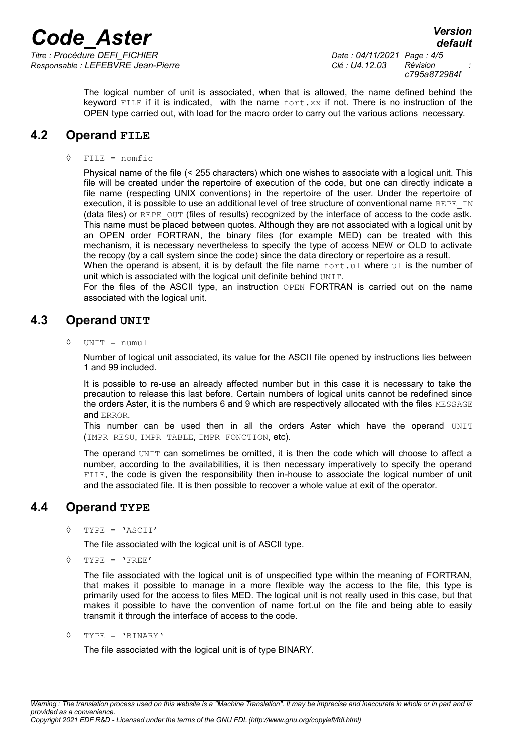The logical number of unit is associated, when that is allowed, the name defined behind the keyword `FILE` if it is indicated, with the name `fort.xx` if not. There is no instruction of the OPEN type carried out, with load for the macro order to carry out the various actions necessary.

## 4.2 Operand FILE

◊ `FILE = nomfic`

Physical name of the file (< 255 characters) which one wishes to associate with a logical unit. This file will be created under the repertoire of execution of the code, but one can directly indicate a file name (respecting UNIX conventions) in the repertoire of the user. Under the repertoire of execution, it is possible to use an additional level of tree structure of conventional name `REPE_IN` (data files) or `REPE_OUT` (files of results) recognized by the interface of access to the code astk. This name must be placed between quotes. Although they are not associated with a logical unit by an OPEN order FORTRAN, the binary files (for example MED) can be treated with this mechanism, it is necessary nevertheless to specify the type of access NEW or OLD to activate the recopy (by a call system since the code) since the data directory or repertoire as a result.
When the operand is absent, it is by default the file name `fort.ul` where `ul` is the number of unit which is associated with the logical unit definite behind `UNIT`.
For the files of the ASCII type, an instruction `OPEN` FORTRAN is carried out on the name associated with the logical unit.

## 4.3 Operand UNIT

◊ `UNIT = numul`

Number of logical unit associated, its value for the ASCII file opened by instructions lies between 1 and 99 included.

It is possible to re-use an already affected number but in this case it is necessary to take the precaution to release this last before. Certain numbers of logical units cannot be redefined since the orders Aster, it is the numbers 6 and 9 which are respectively allocated with the files `MESSAGE` and `ERROR`.
This number can be used then in all the orders Aster which have the operand `UNIT` (`IMPR_RESU`, `IMPR_TABLE`, `IMPR_FONCTION`, etc).

The operand `UNIT` can sometimes be omitted, it is then the code which will choose to affect a number, according to the availabilities, it is then necessary imperatively to specify the operand `FILE`, the code is given the responsibility then in-house to associate the logical number of unit and the associated file. It is then possible to recover a whole value at exit of the operator.

## 4.4 Operand TYPE

◊ `TYPE = 'ASCII'`

The file associated with the logical unit is of ASCII type.

◊ `TYPE = 'FREE'`

The file associated with the logical unit is of unspecified type within the meaning of FORTRAN, that makes it possible to manage in a more flexible way the access to the file, this type is primarily used for the access to files MED. The logical unit is not really used in this case, but that makes it possible to have the convention of name fort.ul on the file and being able to easily transmit it through the interface of access to the code.

◊ `TYPE = 'BINARY'`

The file associated with the logical unit is of type BINARY.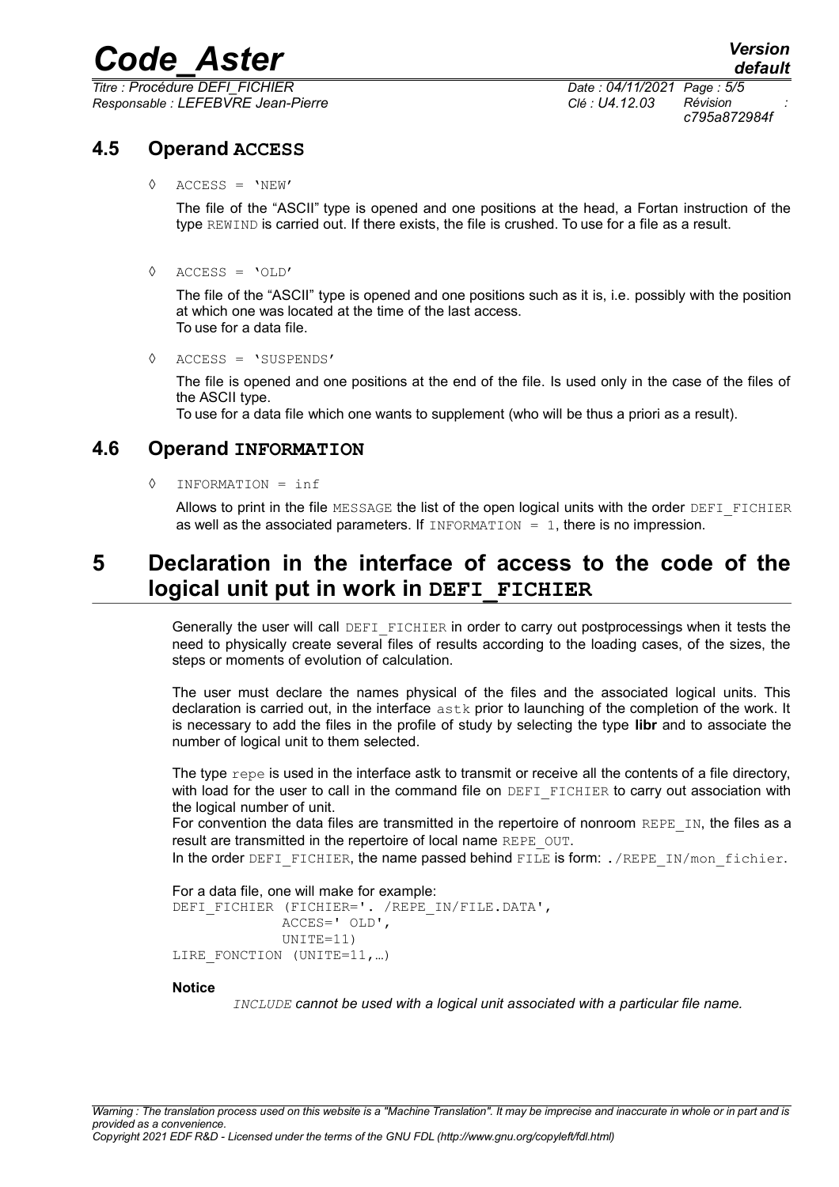## 4.5 Operand ACCESS

◊ ACCESS = 'NEW'

The file of the "ASCII" type is opened and one positions at the head, a Fortan instruction of the type REWIND is carried out. If there exists, the file is crushed. To use for a file as a result.

◊ ACCESS = 'OLD'

The file of the "ASCII" type is opened and one positions such as it is, i.e. possibly with the position at which one was located at the time of the last access.
To use for a data file.

◊ ACCESS = 'SUSPENDS'

The file is opened and one positions at the end of the file. Is used only in the case of the files of the ASCII type.
To use for a data file which one wants to supplement (who will be thus a priori as a result).

## 4.6 Operand INFORMATION

◊ INFORMATION = inf

Allows to print in the file MESSAGE the list of the open logical units with the order DEFI_FICHIER as well as the associated parameters. If INFORMATION = 1, there is no impression.

# 5 Declaration in the interface of access to the code of the logical unit put in work in DEFI_FICHIER

Generally the user will call DEFI_FICHIER in order to carry out postprocessings when it tests the need to physically create several files of results according to the loading cases, of the sizes, the steps or moments of evolution of calculation.

The user must declare the names physical of the files and the associated logical units. This declaration is carried out, in the interface astk prior to launching of the completion of the work. It is necessary to add the files in the profile of study by selecting the type **libr** and to associate the number of logical unit to them selected.

The type repe is used in the interface astk to transmit or receive all the contents of a file directory, with load for the user to call in the command file on DEFI_FICHIER to carry out association with the logical number of unit.
For convention the data files are transmitted in the repertoire of nonroom REPE_IN, the files as a result are transmitted in the repertoire of local name REPE_OUT.
In the order DEFI_FICHIER, the name passed behind FILE is form: ./REPE_IN/mon_fichier.

For a data file, one will make for example:

```
DEFI_FICHIER (FICHIER='. /REPE_IN/FILE.DATA',
              ACCES=' OLD',
              UNITE=11)
LIRE_FONCTION (UNITE=11,…)
```

**Notice**

*INCLUDE cannot be used with a logical unit associated with a particular file name.*